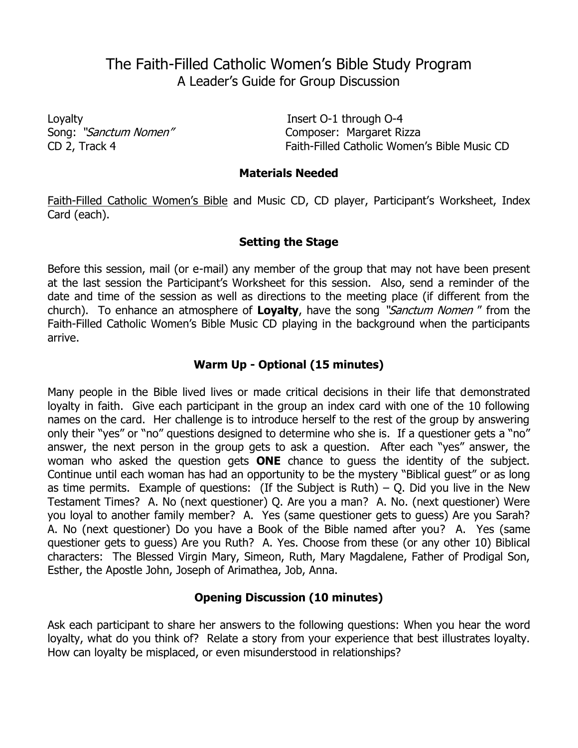# The Faith-Filled Catholic Women's Bible Study Program
## A Leader's Guide for Group Discussion

Loyalty  
Song: *"Sanctum Nomen"*  
CD 2, Track 4

Insert O-1 through O-4  
Composer: Margaret Rizza  
Faith-Filled Catholic Women's Bible Music CD

### Materials Needed

Faith-Filled Catholic Women's Bible and Music CD, CD player, Participant's Worksheet, Index Card (each).

### Setting the Stage

Before this session, mail (or e-mail) any member of the group that may not have been present at the last session the Participant's Worksheet for this session. Also, send a reminder of the date and time of the session as well as directions to the meeting place (if different from the church). To enhance an atmosphere of **Loyalty**, have the song *"Sanctum Nomen "* from the Faith-Filled Catholic Women's Bible Music CD playing in the background when the participants arrive.

### Warm Up - Optional (15 minutes)

Many people in the Bible lived lives or made critical decisions in their life that demonstrated loyalty in faith. Give each participant in the group an index card with one of the 10 following names on the card. Her challenge is to introduce herself to the rest of the group by answering only their "yes" or "no" questions designed to determine who she is. If a questioner gets a "no" answer, the next person in the group gets to ask a question. After each "yes" answer, the woman who asked the question gets **ONE** chance to guess the identity of the subject. Continue until each woman has had an opportunity to be the mystery "Biblical guest" or as long as time permits. Example of questions: (If the Subject is Ruth) – Q. Did you live in the New Testament Times? A. No (next questioner) Q. Are you a man? A. No. (next questioner) Were you loyal to another family member? A. Yes (same questioner gets to guess) Are you Sarah? A. No (next questioner) Do you have a Book of the Bible named after you? A. Yes (same questioner gets to guess) Are you Ruth? A. Yes. Choose from these (or any other 10) Biblical characters: The Blessed Virgin Mary, Simeon, Ruth, Mary Magdalene, Father of Prodigal Son, Esther, the Apostle John, Joseph of Arimathea, Job, Anna.

### Opening Discussion (10 minutes)

Ask each participant to share her answers to the following questions: When you hear the word loyalty, what do you think of? Relate a story from your experience that best illustrates loyalty. How can loyalty be misplaced, or even misunderstood in relationships?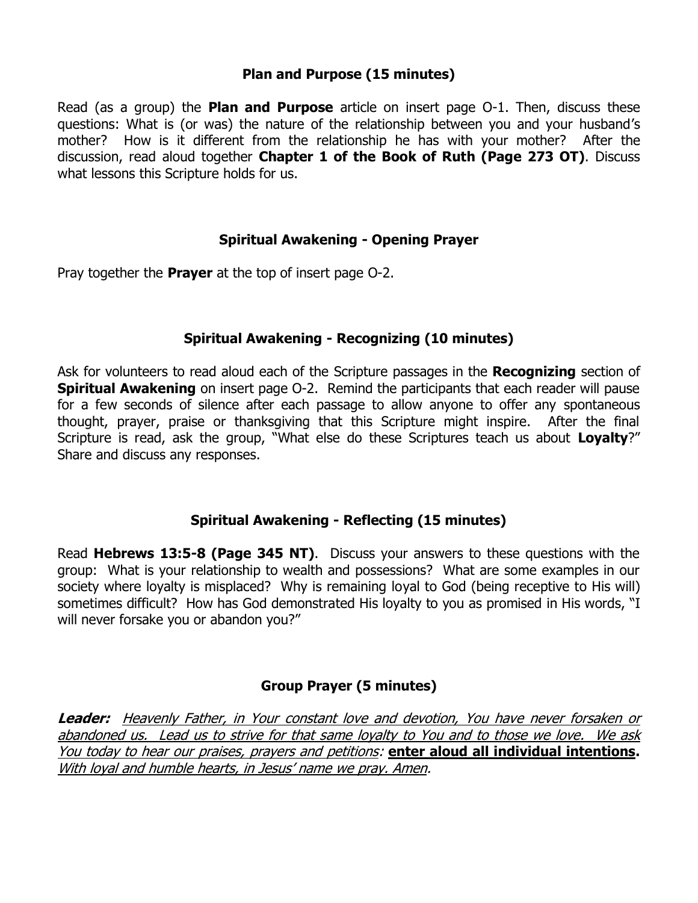### Plan and Purpose (15 minutes)

Read (as a group) the **Plan and Purpose** article on insert page O-1. Then, discuss these questions: What is (or was) the nature of the relationship between you and your husband's mother? How is it different from the relationship he has with your mother? After the discussion, read aloud together **Chapter 1 of the Book of Ruth (Page 273 OT)**. Discuss what lessons this Scripture holds for us.

### Spiritual Awakening - Opening Prayer

Pray together the **Prayer** at the top of insert page O-2.

### Spiritual Awakening - Recognizing (10 minutes)

Ask for volunteers to read aloud each of the Scripture passages in the **Recognizing** section of **Spiritual Awakening** on insert page O-2. Remind the participants that each reader will pause for a few seconds of silence after each passage to allow anyone to offer any spontaneous thought, prayer, praise or thanksgiving that this Scripture might inspire. After the final Scripture is read, ask the group, "What else do these Scriptures teach us about **Loyalty**?" Share and discuss any responses.

### Spiritual Awakening - Reflecting (15 minutes)

Read **Hebrews 13:5-8 (Page 345 NT)**. Discuss your answers to these questions with the group: What is your relationship to wealth and possessions? What are some examples in our society where loyalty is misplaced? Why is remaining loyal to God (being receptive to His will) sometimes difficult? How has God demonstrated His loyalty to you as promised in His words, "I will never forsake you or abandon you?"

### Group Prayer (5 minutes)

***Leader:*** *Heavenly Father, in Your constant love and devotion, You have never forsaken or abandoned us. Lead us to strive for that same loyalty to You and to those we love. We ask You today to hear our praises, prayers and petitions:* **enter aloud all individual intentions.** *With loyal and humble hearts, in Jesus' name we pray. Amen.*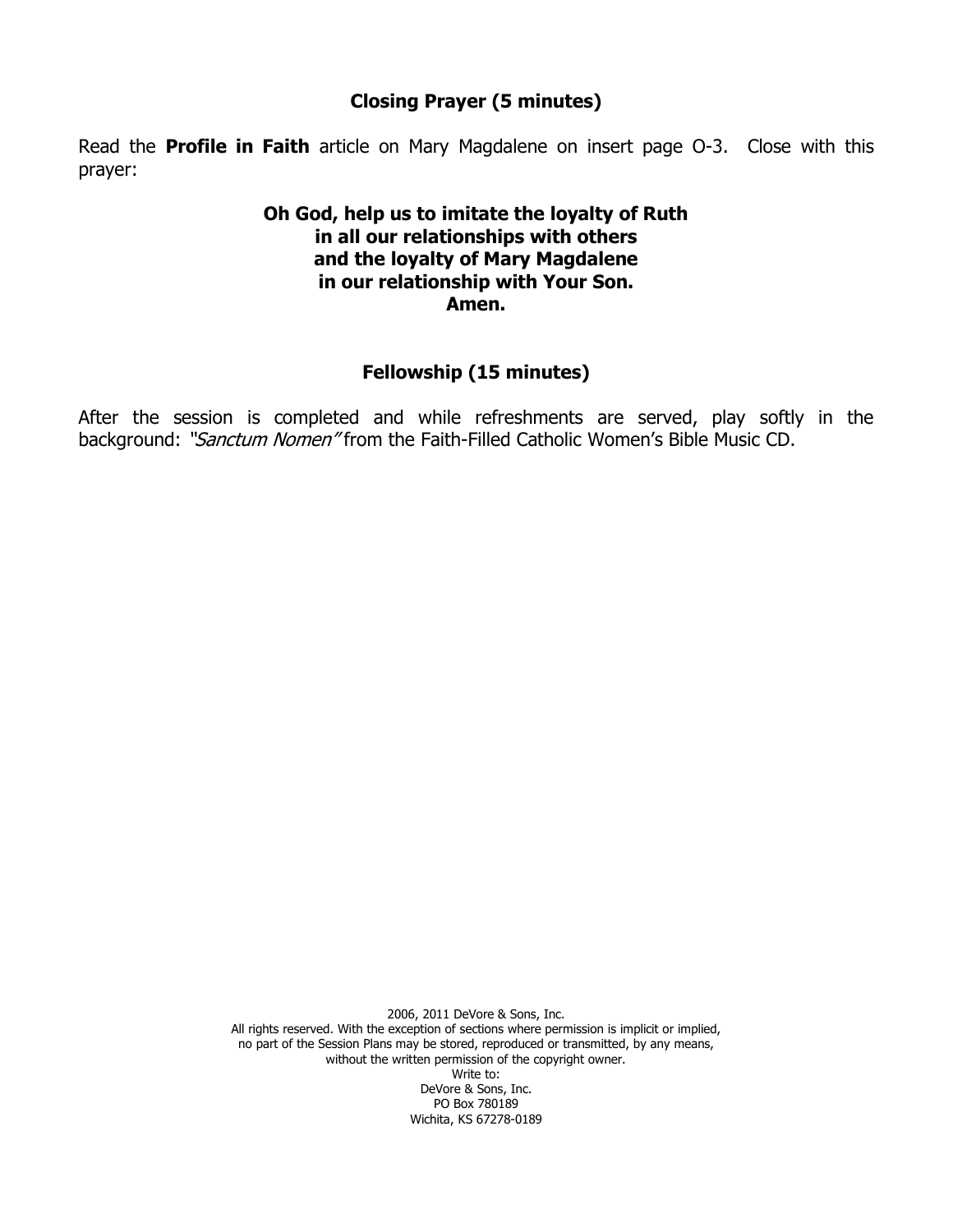### Closing Prayer (5 minutes)

Read the **Profile in Faith** article on Mary Magdalene on insert page O-3. Close with this prayer:

**Oh God, help us to imitate the loyalty of Ruth**
**in all our relationships with others**
**and the loyalty of Mary Magdalene**
**in our relationship with Your Son.**
**Amen.**

### Fellowship (15 minutes)

After the session is completed and while refreshments are served, play softly in the background: *"Sanctum Nomen"* from the Faith-Filled Catholic Women's Bible Music CD.

2006, 2011 DeVore & Sons, Inc.
All rights reserved. With the exception of sections where permission is implicit or implied, no part of the Session Plans may be stored, reproduced or transmitted, by any means, without the written permission of the copyright owner.
Write to:
DeVore & Sons, Inc.
PO Box 780189
Wichita, KS 67278-0189